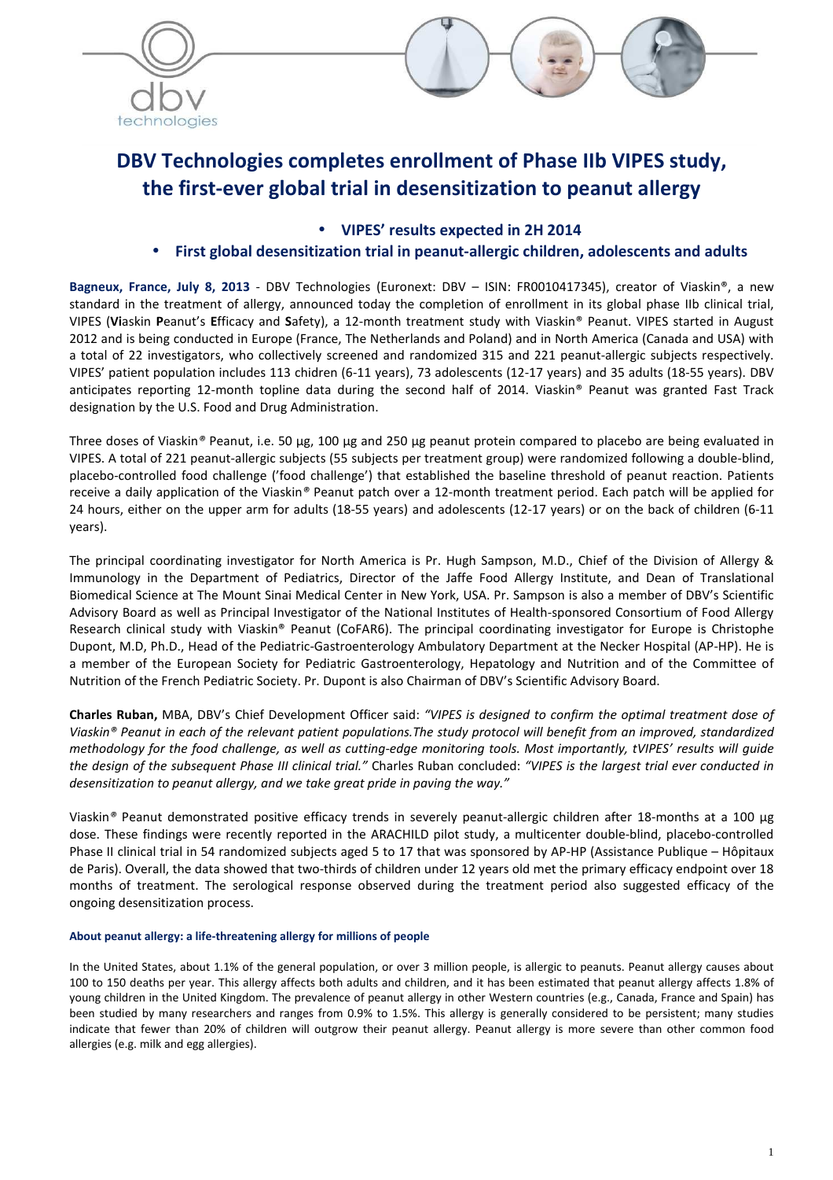# DBV Technologies completes enrollment of Phase IIb VIPES study, the first-ever global trial in desensitization to peanut allergy

- **VIPES' results expected in 2H 2014**
- **First global desensitization trial in peanut-allergic children, adolescents and adults**

**Bagneux, France, July 8, 2013** - DBV Technologies (Euronext: DBV – ISIN: FR0010417345), creator of Viaskin®, a new standard in the treatment of allergy, announced today the completion of enrollment in its global phase IIb clinical trial, VIPES (**Vi**askin **P**eanut's **E**fficacy and **S**afety), a 12-month treatment study with Viaskin® Peanut. VIPES started in August 2012 and is being conducted in Europe (France, The Netherlands and Poland) and in North America (Canada and USA) with a total of 22 investigators, who collectively screened and randomized 315 and 221 peanut-allergic subjects respectively. VIPES' patient population includes 113 chidren (6-11 years), 73 adolescents (12-17 years) and 35 adults (18-55 years). DBV anticipates reporting 12-month topline data during the second half of 2014. Viaskin® Peanut was granted Fast Track designation by the U.S. Food and Drug Administration.

Three doses of Viaskin® Peanut, i.e. 50 µg, 100 µg and 250 µg peanut protein compared to placebo are being evaluated in VIPES. A total of 221 peanut-allergic subjects (55 subjects per treatment group) were randomized following a double-blind, placebo-controlled food challenge ('food challenge') that established the baseline threshold of peanut reaction. Patients receive a daily application of the Viaskin® Peanut patch over a 12-month treatment period. Each patch will be applied for 24 hours, either on the upper arm for adults (18-55 years) and adolescents (12-17 years) or on the back of children (6-11 years).

The principal coordinating investigator for North America is Pr. Hugh Sampson, M.D., Chief of the Division of Allergy & Immunology in the Department of Pediatrics, Director of the Jaffe Food Allergy Institute, and Dean of Translational Biomedical Science at The Mount Sinai Medical Center in New York, USA. Pr. Sampson is also a member of DBV's Scientific Advisory Board as well as Principal Investigator of the National Institutes of Health-sponsored Consortium of Food Allergy Research clinical study with Viaskin® Peanut (CoFAR6). The principal coordinating investigator for Europe is Christophe Dupont, M.D, Ph.D., Head of the Pediatric-Gastroenterology Ambulatory Department at the Necker Hospital (AP-HP). He is a member of the European Society for Pediatric Gastroenterology, Hepatology and Nutrition and of the Committee of Nutrition of the French Pediatric Society. Pr. Dupont is also Chairman of DBV's Scientific Advisory Board.

**Charles Ruban,** MBA, DBV's Chief Development Officer said: *"VIPES is designed to confirm the optimal treatment dose of Viaskin® Peanut in each of the relevant patient populations.The study protocol will benefit from an improved, standardized methodology for the food challenge, as well as cutting-edge monitoring tools. Most importantly, tVIPES' results will guide the design of the subsequent Phase III clinical trial."* Charles Ruban concluded: *"VIPES is the largest trial ever conducted in desensitization to peanut allergy, and we take great pride in paving the way."*

Viaskin® Peanut demonstrated positive efficacy trends in severely peanut-allergic children after 18-months at a 100 µg dose. These findings were recently reported in the ARACHILD pilot study, a multicenter double-blind, placebo-controlled Phase II clinical trial in 54 randomized subjects aged 5 to 17 that was sponsored by AP-HP (Assistance Publique – Hôpitaux de Paris). Overall, the data showed that two-thirds of children under 12 years old met the primary efficacy endpoint over 18 months of treatment. The serological response observed during the treatment period also suggested efficacy of the ongoing desensitization process.

#### About peanut allergy: a life-threatening allergy for millions of people

In the United States, about 1.1% of the general population, or over 3 million people, is allergic to peanuts. Peanut allergy causes about 100 to 150 deaths per year. This allergy affects both adults and children, and it has been estimated that peanut allergy affects 1.8% of young children in the United Kingdom. The prevalence of peanut allergy in other Western countries (e.g., Canada, France and Spain) has been studied by many researchers and ranges from 0.9% to 1.5%. This allergy is generally considered to be persistent; many studies indicate that fewer than 20% of children will outgrow their peanut allergy. Peanut allergy is more severe than other common food allergies (e.g. milk and egg allergies).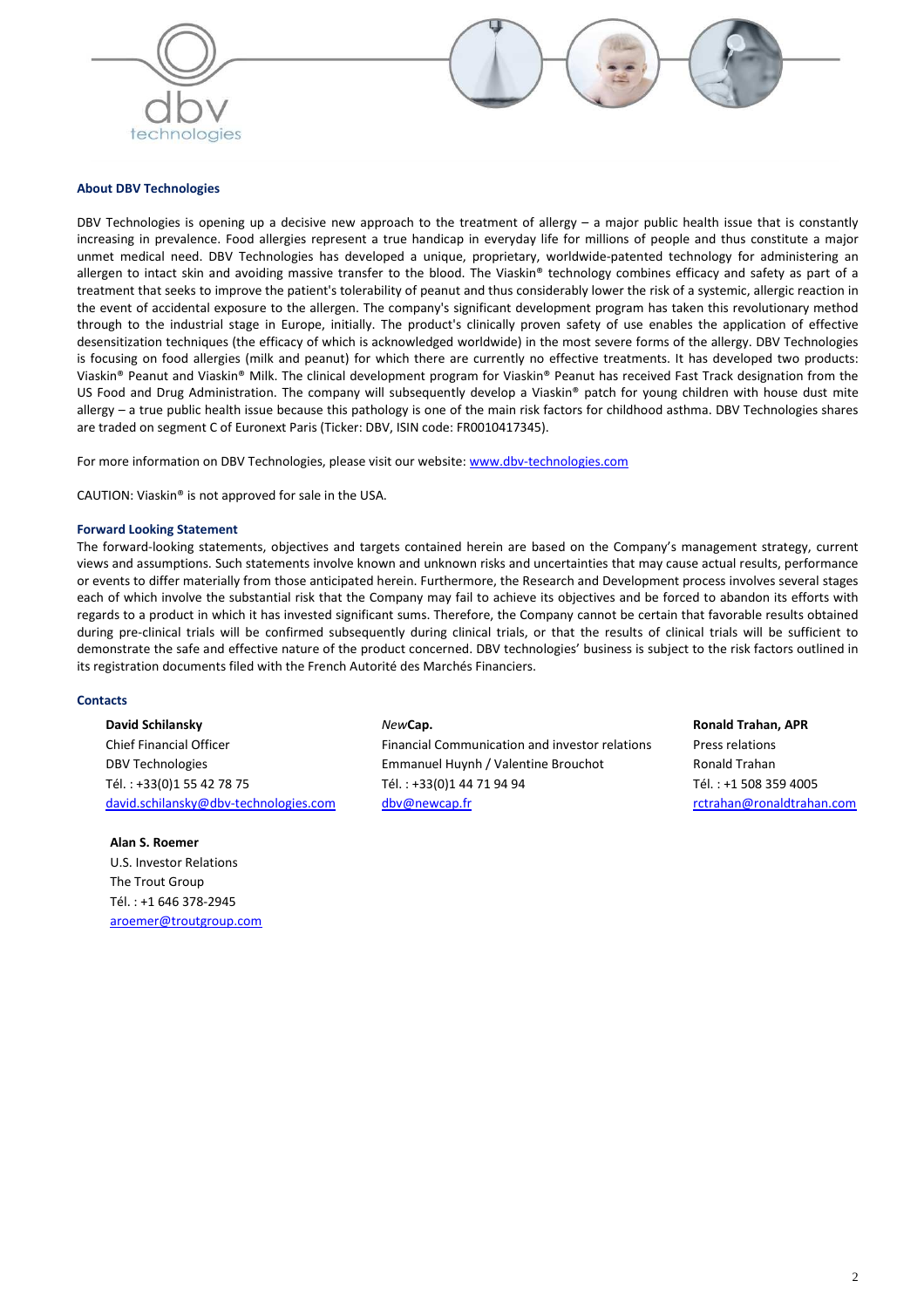### About DBV Technologies

DBV Technologies is opening up a decisive new approach to the treatment of allergy – a major public health issue that is constantly increasing in prevalence. Food allergies represent a true handicap in everyday life for millions of people and thus constitute a major unmet medical need. DBV Technologies has developed a unique, proprietary, worldwide-patented technology for administering an allergen to intact skin and avoiding massive transfer to the blood. The Viaskin® technology combines efficacy and safety as part of a treatment that seeks to improve the patient's tolerability of peanut and thus considerably lower the risk of a systemic, allergic reaction in the event of accidental exposure to the allergen. The company's significant development program has taken this revolutionary method through to the industrial stage in Europe, initially. The product's clinically proven safety of use enables the application of effective desensitization techniques (the efficacy of which is acknowledged worldwide) in the most severe forms of the allergy. DBV Technologies is focusing on food allergies (milk and peanut) for which there are currently no effective treatments. It has developed two products: Viaskin® Peanut and Viaskin® Milk. The clinical development program for Viaskin® Peanut has received Fast Track designation from the US Food and Drug Administration. The company will subsequently develop a Viaskin® patch for young children with house dust mite allergy – a true public health issue because this pathology is one of the main risk factors for childhood asthma. DBV Technologies shares are traded on segment C of Euronext Paris (Ticker: DBV, ISIN code: FR0010417345).

For more information on DBV Technologies, please visit our website: www.dbv-technologies.com

CAUTION: Viaskin® is not approved for sale in the USA.

### Forward Looking Statement

The forward-looking statements, objectives and targets contained herein are based on the Company's management strategy, current views and assumptions. Such statements involve known and unknown risks and uncertainties that may cause actual results, performance or events to differ materially from those anticipated herein. Furthermore, the Research and Development process involves several stages each of which involve the substantial risk that the Company may fail to achieve its objectives and be forced to abandon its efforts with regards to a product in which it has invested significant sums. Therefore, the Company cannot be certain that favorable results obtained during pre-clinical trials will be confirmed subsequently during clinical trials, or that the results of clinical trials will be sufficient to demonstrate the safe and effective nature of the product concerned. DBV technologies' business is subject to the risk factors outlined in its registration documents filed with the French Autorité des Marchés Financiers.

### Contacts

**David Schilansky**
Chief Financial Officer
DBV Technologies
Tél. : +33(0)1 55 42 78 75
david.schilansky@dbv-technologies.com

*New***Cap.**
Financial Communication and investor relations
Emmanuel Huynh / Valentine Brouchot
Tél. : +33(0)1 44 71 94 94
dbv@newcap.fr

**Ronald Trahan, APR**
Press relations
Ronald Trahan
Tél. : +1 508 359 4005
rctrahan@ronaldtrahan.com

**Alan S. Roemer**
U.S. Investor Relations
The Trout Group
Tél. : +1 646 378-2945
aroemer@troutgroup.com